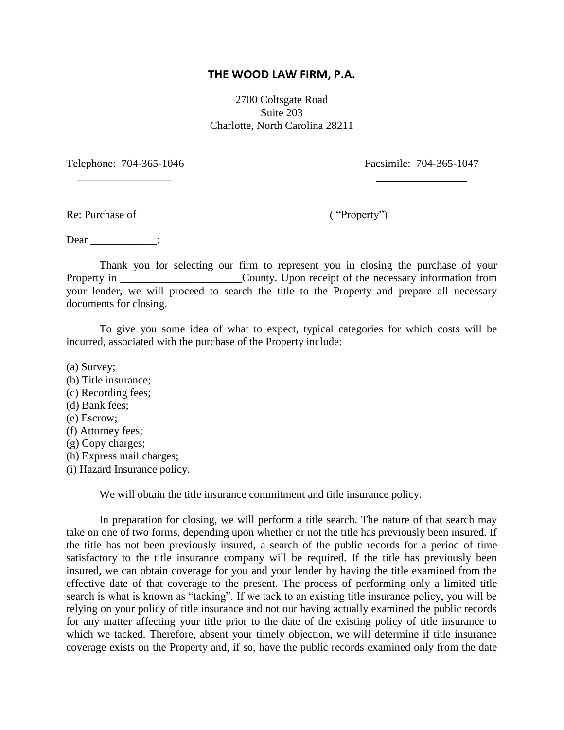**THE WOOD LAW FIRM, P.A.**

2700 Coltsgate Road
Suite 203
Charlotte, North Carolina 28211

Telephone: 704-365-1046 Facsimile: 704-365-1047

Re: Purchase of _________________________________ ( "Property")

Dear ____________:

Thank you for selecting our firm to represent you in closing the purchase of your Property in ______________________County. Upon receipt of the necessary information from your lender, we will proceed to search the title to the Property and prepare all necessary documents for closing.

To give you some idea of what to expect, typical categories for which costs will be incurred, associated with the purchase of the Property include:

(a) Survey;
(b) Title insurance;
(c) Recording fees;
(d) Bank fees;
(e) Escrow;
(f) Attorney fees;
(g) Copy charges;
(h) Express mail charges;
(i) Hazard Insurance policy.

We will obtain the title insurance commitment and title insurance policy.

In preparation for closing, we will perform a title search. The nature of that search may take on one of two forms, depending upon whether or not the title has previously been insured. If the title has not been previously insured, a search of the public records for a period of time satisfactory to the title insurance company will be required. If the title has previously been insured, we can obtain coverage for you and your lender by having the title examined from the effective date of that coverage to the present. The process of performing only a limited title search is what is known as "tacking". If we tack to an existing title insurance policy, you will be relying on your policy of title insurance and not our having actually examined the public records for any matter affecting your title prior to the date of the existing policy of title insurance to which we tacked. Therefore, absent your timely objection, we will determine if title insurance coverage exists on the Property and, if so, have the public records examined only from the date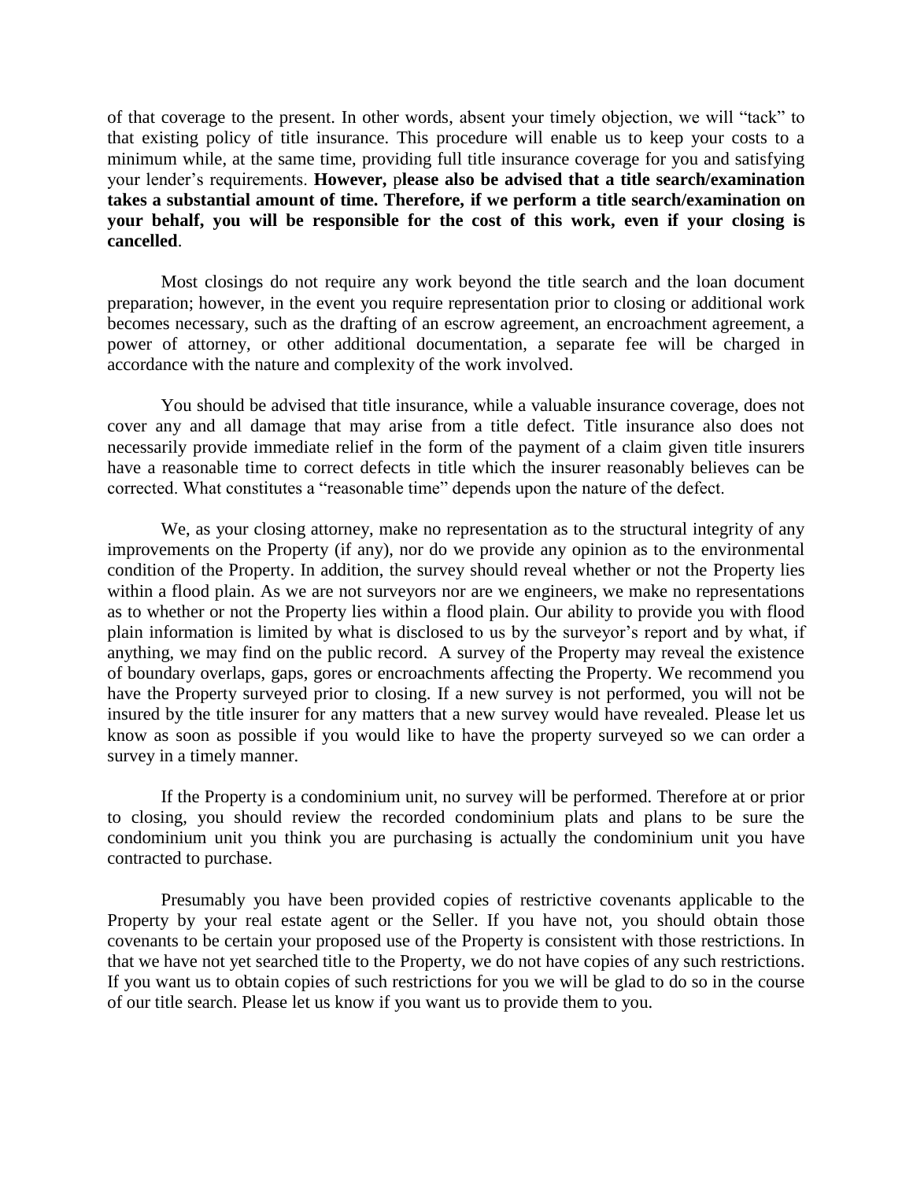of that coverage to the present. In other words, absent your timely objection, we will "tack" to that existing policy of title insurance. This procedure will enable us to keep your costs to a minimum while, at the same time, providing full title insurance coverage for you and satisfying your lender's requirements. **However, please also be advised that a title search/examination takes a substantial amount of time. Therefore, if we perform a title search/examination on your behalf, you will be responsible for the cost of this work, even if your closing is cancelled**.

Most closings do not require any work beyond the title search and the loan document preparation; however, in the event you require representation prior to closing or additional work becomes necessary, such as the drafting of an escrow agreement, an encroachment agreement, a power of attorney, or other additional documentation, a separate fee will be charged in accordance with the nature and complexity of the work involved.

You should be advised that title insurance, while a valuable insurance coverage, does not cover any and all damage that may arise from a title defect. Title insurance also does not necessarily provide immediate relief in the form of the payment of a claim given title insurers have a reasonable time to correct defects in title which the insurer reasonably believes can be corrected. What constitutes a "reasonable time" depends upon the nature of the defect.

We, as your closing attorney, make no representation as to the structural integrity of any improvements on the Property (if any), nor do we provide any opinion as to the environmental condition of the Property. In addition, the survey should reveal whether or not the Property lies within a flood plain. As we are not surveyors nor are we engineers, we make no representations as to whether or not the Property lies within a flood plain. Our ability to provide you with flood plain information is limited by what is disclosed to us by the surveyor's report and by what, if anything, we may find on the public record. A survey of the Property may reveal the existence of boundary overlaps, gaps, gores or encroachments affecting the Property. We recommend you have the Property surveyed prior to closing. If a new survey is not performed, you will not be insured by the title insurer for any matters that a new survey would have revealed. Please let us know as soon as possible if you would like to have the property surveyed so we can order a survey in a timely manner.

If the Property is a condominium unit, no survey will be performed. Therefore at or prior to closing, you should review the recorded condominium plats and plans to be sure the condominium unit you think you are purchasing is actually the condominium unit you have contracted to purchase.

Presumably you have been provided copies of restrictive covenants applicable to the Property by your real estate agent or the Seller. If you have not, you should obtain those covenants to be certain your proposed use of the Property is consistent with those restrictions. In that we have not yet searched title to the Property, we do not have copies of any such restrictions. If you want us to obtain copies of such restrictions for you we will be glad to do so in the course of our title search. Please let us know if you want us to provide them to you.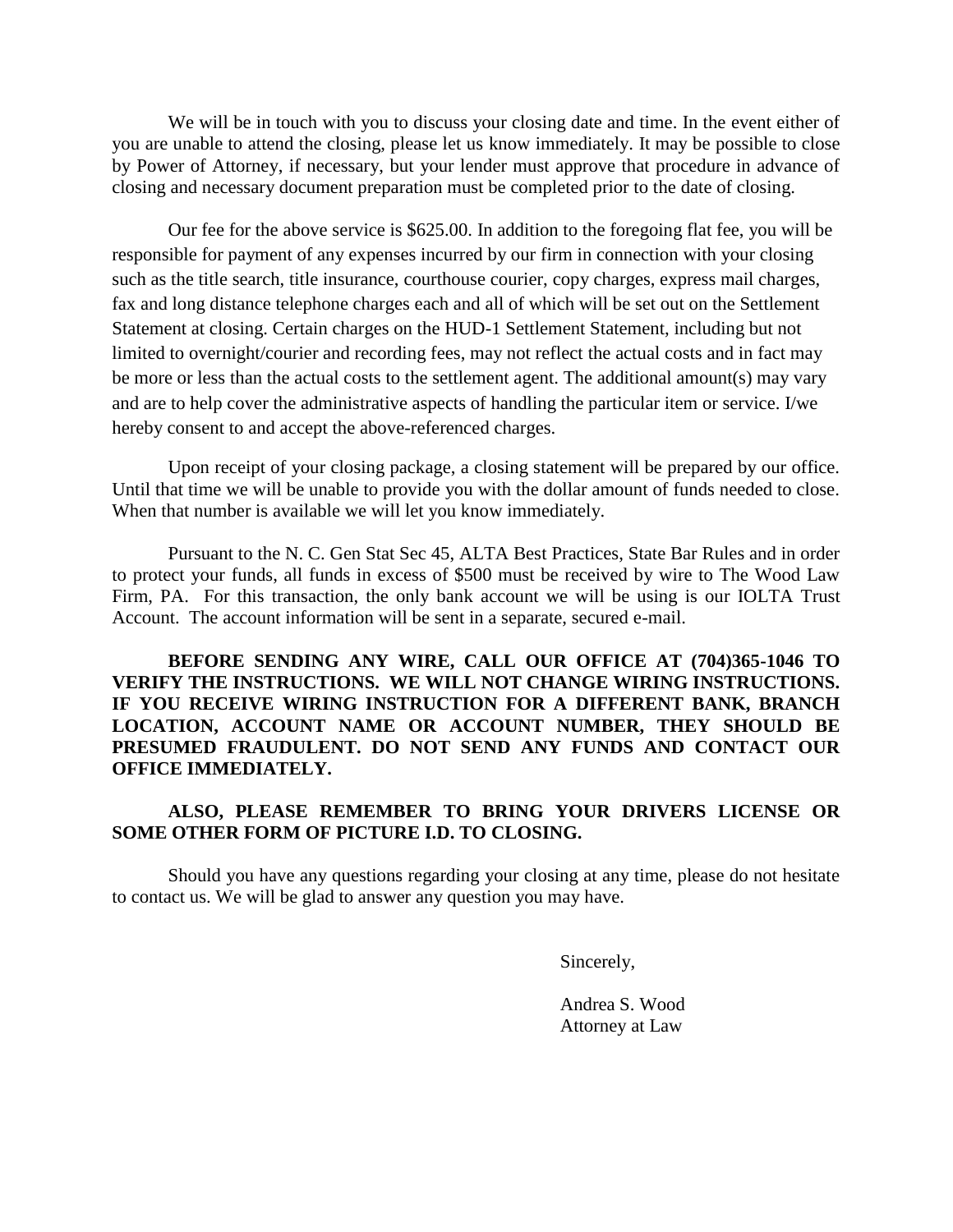We will be in touch with you to discuss your closing date and time. In the event either of you are unable to attend the closing, please let us know immediately. It may be possible to close by Power of Attorney, if necessary, but your lender must approve that procedure in advance of closing and necessary document preparation must be completed prior to the date of closing.

Our fee for the above service is $625.00. In addition to the foregoing flat fee, you will be responsible for payment of any expenses incurred by our firm in connection with your closing such as the title search, title insurance, courthouse courier, copy charges, express mail charges, fax and long distance telephone charges each and all of which will be set out on the Settlement Statement at closing. Certain charges on the HUD-1 Settlement Statement, including but not limited to overnight/courier and recording fees, may not reflect the actual costs and in fact may be more or less than the actual costs to the settlement agent. The additional amount(s) may vary and are to help cover the administrative aspects of handling the particular item or service. I/we hereby consent to and accept the above-referenced charges.

Upon receipt of your closing package, a closing statement will be prepared by our office. Until that time we will be unable to provide you with the dollar amount of funds needed to close. When that number is available we will let you know immediately.

Pursuant to the N. C. Gen Stat Sec 45, ALTA Best Practices, State Bar Rules and in order to protect your funds, all funds in excess of $500 must be received by wire to The Wood Law Firm, PA. For this transaction, the only bank account we will be using is our IOLTA Trust Account. The account information will be sent in a separate, secured e-mail.

**BEFORE SENDING ANY WIRE, CALL OUR OFFICE AT (704)365-1046 TO VERIFY THE INSTRUCTIONS. WE WILL NOT CHANGE WIRING INSTRUCTIONS. IF YOU RECEIVE WIRING INSTRUCTION FOR A DIFFERENT BANK, BRANCH LOCATION, ACCOUNT NAME OR ACCOUNT NUMBER, THEY SHOULD BE PRESUMED FRAUDULENT. DO NOT SEND ANY FUNDS AND CONTACT OUR OFFICE IMMEDIATELY.**

**ALSO, PLEASE REMEMBER TO BRING YOUR DRIVERS LICENSE OR SOME OTHER FORM OF PICTURE I.D. TO CLOSING.**

Should you have any questions regarding your closing at any time, please do not hesitate to contact us. We will be glad to answer any question you may have.

Sincerely,

Andrea S. Wood
Attorney at Law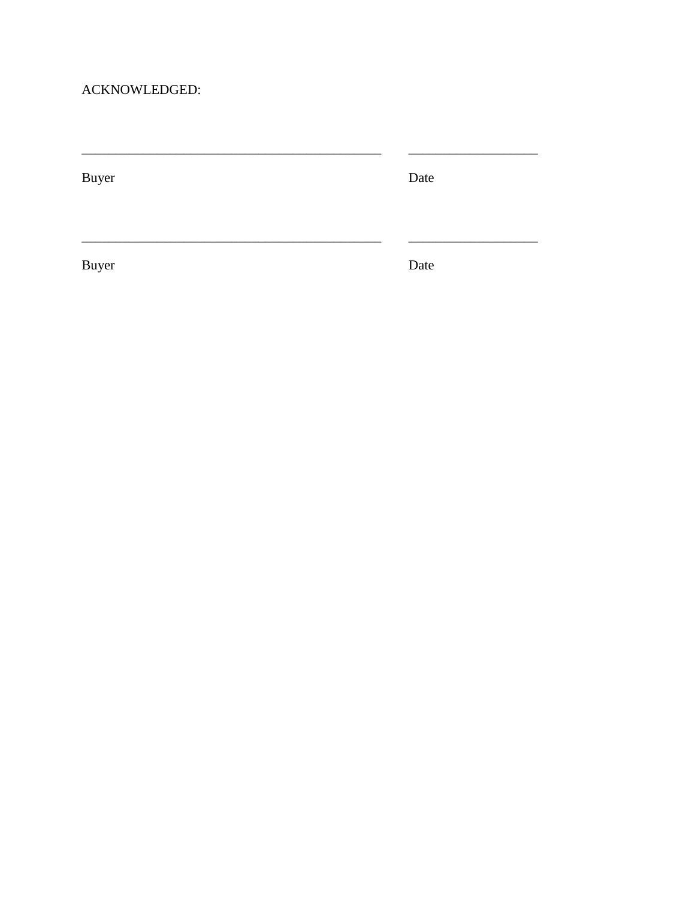ACKNOWLEDGED:

_____________________________________________ __________________

Buyer Date

_____________________________________________ __________________

Buyer Date